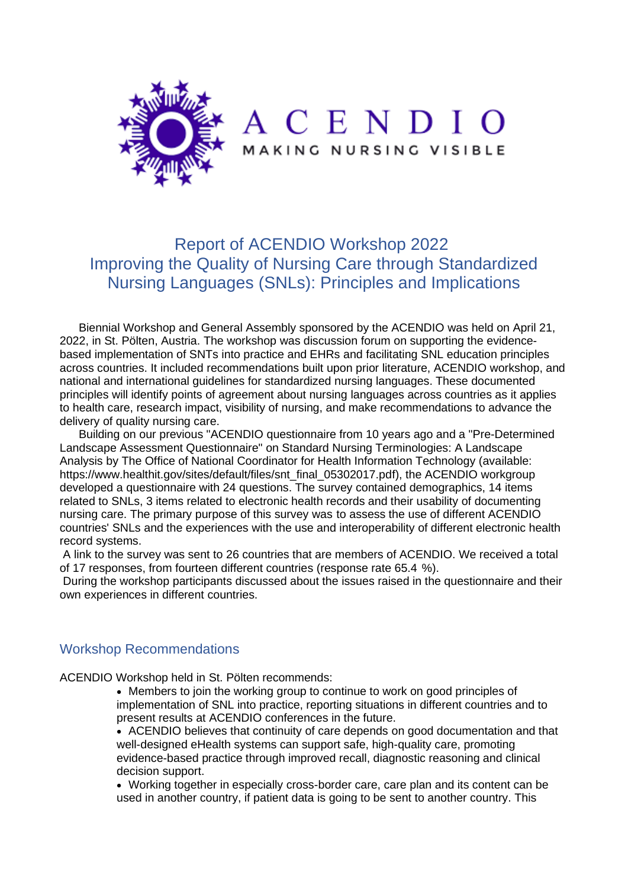ACENDIO

MAKING NURSING VISIBLE

# Report of ACENDIO Workshop 2022
# Improving the Quality of Nursing Care through Standardized Nursing Languages (SNLs): Principles and Implications

Biennial Workshop and General Assembly sponsored by the ACENDIO was held on April 21, 2022, in St. Pölten, Austria. The workshop was discussion forum on supporting the evidence-based implementation of SNTs into practice and EHRs and facilitating SNL education principles across countries. It included recommendations built upon prior literature, ACENDIO workshop, and national and international guidelines for standardized nursing languages. These documented principles will identify points of agreement about nursing languages across countries as it applies to health care, research impact, visibility of nursing, and make recommendations to advance the delivery of quality nursing care.

Building on our previous "ACENDIO questionnaire from 10 years ago and a "Pre-Determined Landscape Assessment Questionnaire" on Standard Nursing Terminologies: A Landscape Analysis by The Office of National Coordinator for Health Information Technology (available: https://www.healthit.gov/sites/default/files/snt_final_05302017.pdf), the ACENDIO workgroup developed a questionnaire with 24 questions. The survey contained demographics, 14 items related to SNLs, 3 items related to electronic health records and their usability of documenting nursing care. The primary purpose of this survey was to assess the use of different ACENDIO countries' SNLs and the experiences with the use and interoperability of different electronic health record systems.

A link to the survey was sent to 26 countries that are members of ACENDIO. We received a total of 17 responses, from fourteen different countries (response rate 65.4 %).

During the workshop participants discussed about the issues raised in the questionnaire and their own experiences in different countries.

## Workshop Recommendations

ACENDIO Workshop held in St. Pölten recommends:

- Members to join the working group to continue to work on good principles of implementation of SNL into practice, reporting situations in different countries and to present results at ACENDIO conferences in the future.
- ACENDIO believes that continuity of care depends on good documentation and that well-designed eHealth systems can support safe, high-quality care, promoting evidence-based practice through improved recall, diagnostic reasoning and clinical decision support.
- Working together in especially cross-border care, care plan and its content can be used in another country, if patient data is going to be sent to another country. This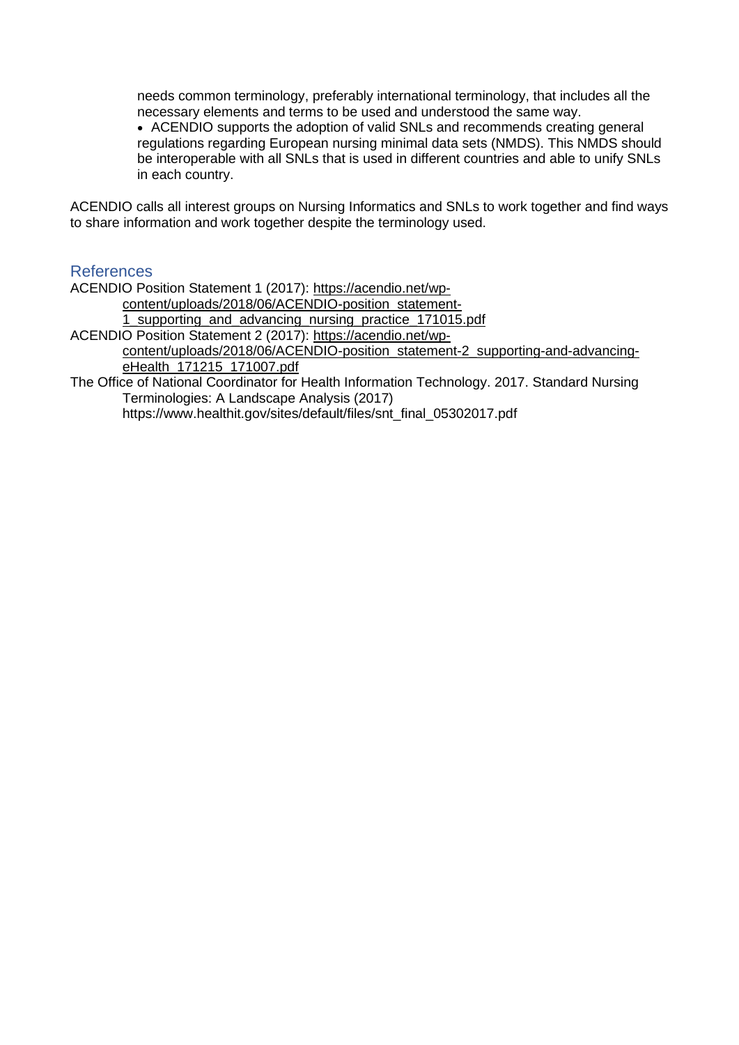needs common terminology, preferably international terminology, that includes all the necessary elements and terms to be used and understood the same way.

- ACENDIO supports the adoption of valid SNLs and recommends creating general regulations regarding European nursing minimal data sets (NMDS). This NMDS should be interoperable with all SNLs that is used in different countries and able to unify SNLs in each country.

ACENDIO calls all interest groups on Nursing Informatics and SNLs to work together and find ways to share information and work together despite the terminology used.

## References

ACENDIO Position Statement 1 (2017): https://acendio.net/wp-content/uploads/2018/06/ACENDIO-position_statement-1_supporting_and_advancing_nursing_practice_171015.pdf

ACENDIO Position Statement 2 (2017): https://acendio.net/wp-content/uploads/2018/06/ACENDIO-position_statement-2_supporting-and-advancing-eHealth_171215_171007.pdf

The Office of National Coordinator for Health Information Technology. 2017. Standard Nursing Terminologies: A Landscape Analysis (2017) https://www.healthit.gov/sites/default/files/snt_final_05302017.pdf